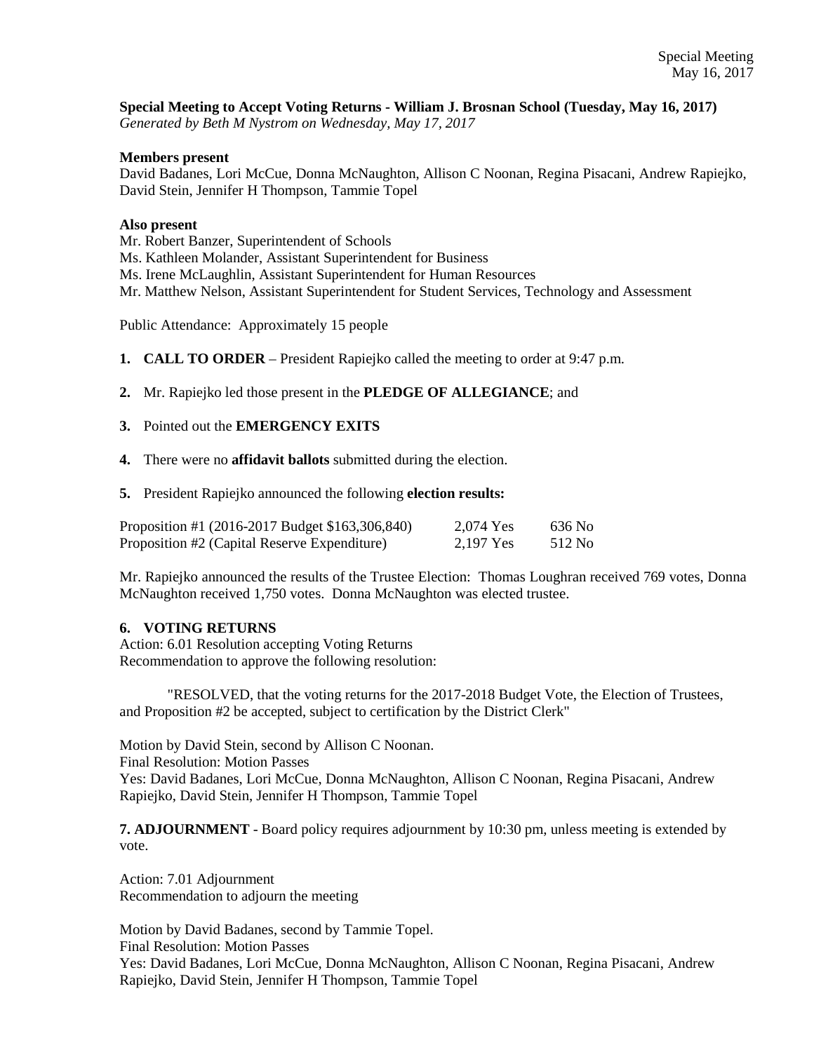Special Meeting
May 16, 2017

**Special Meeting to Accept Voting Returns - William J. Brosnan School (Tuesday, May 16, 2017)**
*Generated by Beth M Nystrom on Wednesday, May 17, 2017*

**Members present**
David Badanes, Lori McCue, Donna McNaughton, Allison C Noonan, Regina Pisacani, Andrew Rapiejko, David Stein, Jennifer H Thompson, Tammie Topel

**Also present**
Mr. Robert Banzer, Superintendent of Schools
Ms. Kathleen Molander, Assistant Superintendent for Business
Ms. Irene McLaughlin, Assistant Superintendent for Human Resources
Mr. Matthew Nelson, Assistant Superintendent for Student Services, Technology and Assessment

Public Attendance: Approximately 15 people

1. **CALL TO ORDER** – President Rapiejko called the meeting to order at 9:47 p.m.

2. Mr. Rapiejko led those present in the **PLEDGE OF ALLEGIANCE**; and

3. Pointed out the **EMERGENCY EXITS**

4. There were no **affidavit ballots** submitted during the election.

5. President Rapiejko announced the following **election results:**

| | | |
|---|---|---|
| Proposition #1 (2016-2017 Budget $163,306,840) | 2,074 Yes | 636 No |
| Proposition #2 (Capital Reserve Expenditure) | 2,197 Yes | 512 No |

Mr. Rapiejko announced the results of the Trustee Election: Thomas Loughran received 769 votes, Donna McNaughton received 1,750 votes. Donna McNaughton was elected trustee.

**6. VOTING RETURNS**
Action: 6.01 Resolution accepting Voting Returns
Recommendation to approve the following resolution:

"RESOLVED, that the voting returns for the 2017-2018 Budget Vote, the Election of Trustees, and Proposition #2 be accepted, subject to certification by the District Clerk"

Motion by David Stein, second by Allison C Noonan.
Final Resolution: Motion Passes
Yes: David Badanes, Lori McCue, Donna McNaughton, Allison C Noonan, Regina Pisacani, Andrew Rapiejko, David Stein, Jennifer H Thompson, Tammie Topel

**7. ADJOURNMENT** - Board policy requires adjournment by 10:30 pm, unless meeting is extended by vote.

Action: 7.01 Adjournment
Recommendation to adjourn the meeting

Motion by David Badanes, second by Tammie Topel.
Final Resolution: Motion Passes
Yes: David Badanes, Lori McCue, Donna McNaughton, Allison C Noonan, Regina Pisacani, Andrew Rapiejko, David Stein, Jennifer H Thompson, Tammie Topel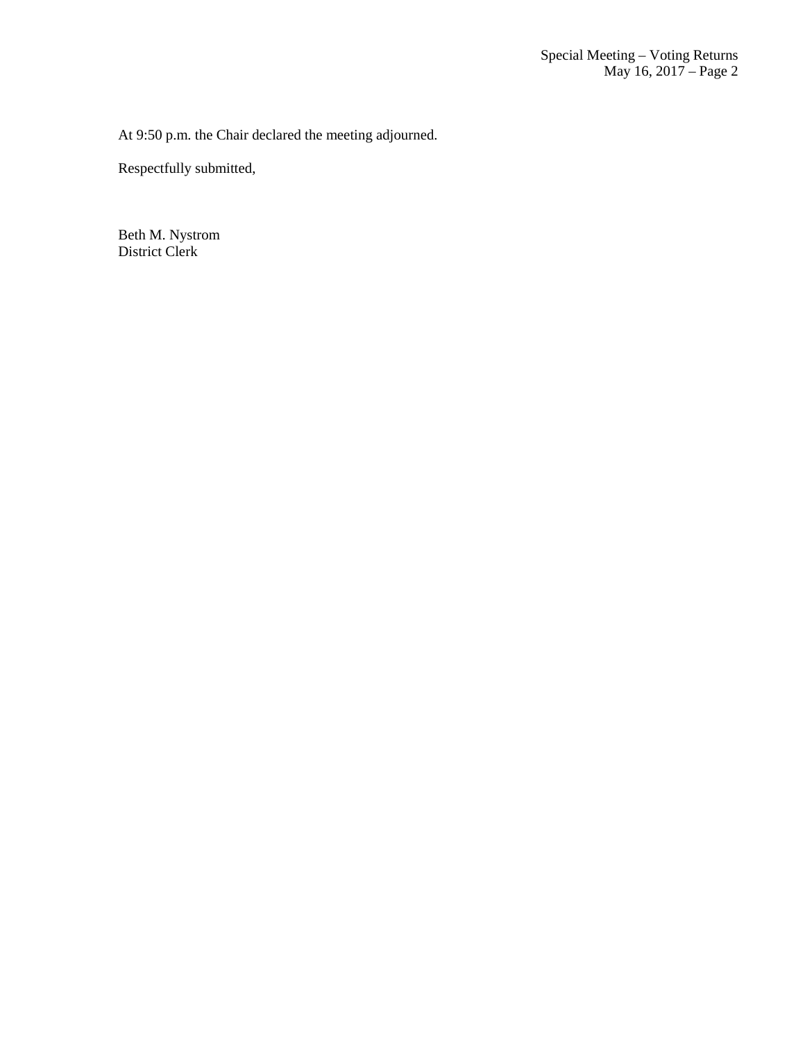At 9:50 p.m. the Chair declared the meeting adjourned.

Respectfully submitted,

Beth M. Nystrom
District Clerk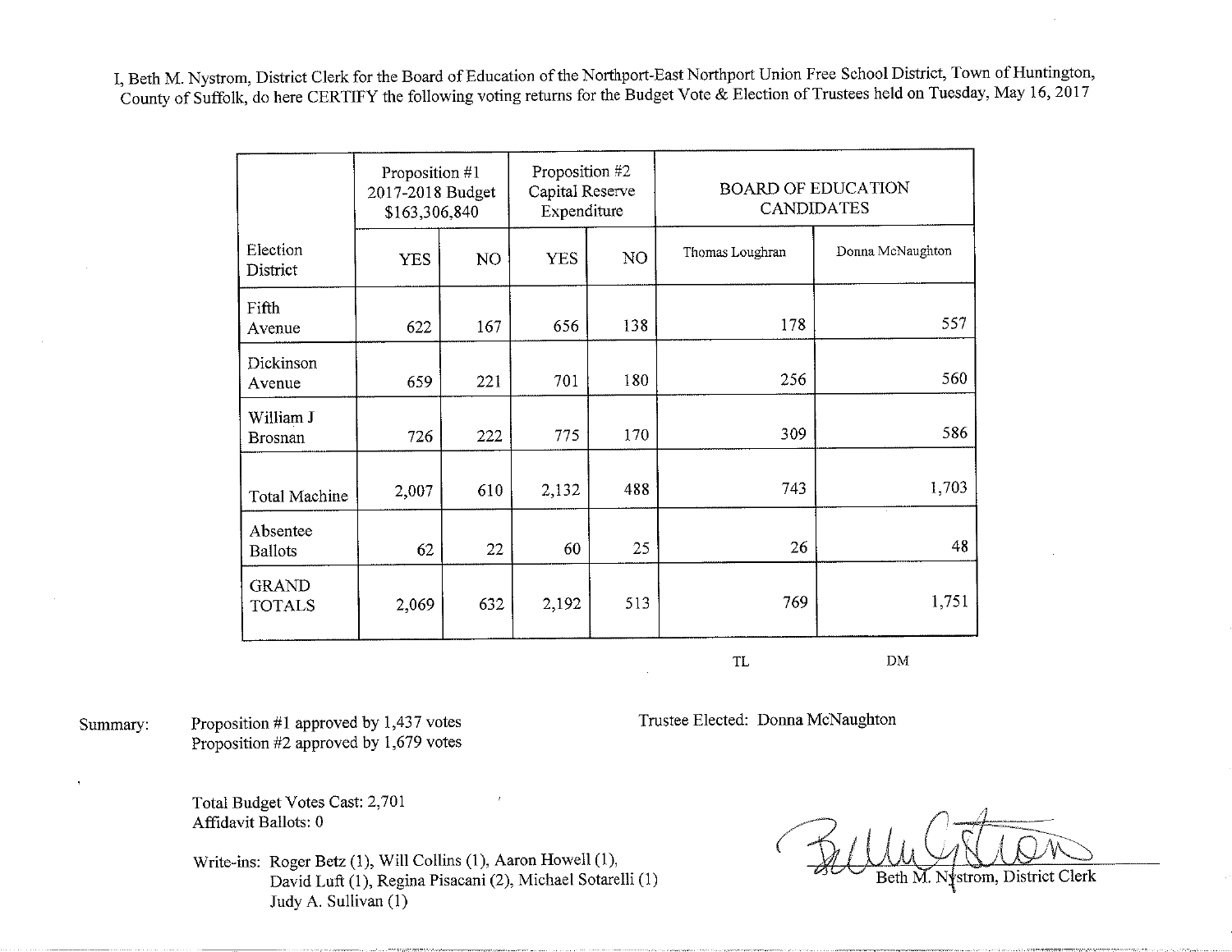I, Beth M. Nystrom, District Clerk for the Board of Education of the Northport-East Northport Union Free School District, Town of Huntington, County of Suffolk, do here CERTIFY the following voting returns for the Budget Vote & Election of Trustees held on Tuesday, May 16, 2017

| | Proposition #1 2017-2018 Budget $163,306,840 | | Proposition #2 Capital Reserve Expenditure | | BOARD OF EDUCATION CANDIDATES | |
|---|---|---|---|---|---|---|
| Election District | YES | NO | YES | NO | Thomas Loughran | Donna McNaughton |
| Fifth Avenue | 622 | 167 | 656 | 138 | 178 | 557 |
| Dickinson Avenue | 659 | 221 | 701 | 180 | 256 | 560 |
| William J Brosnan | 726 | 222 | 775 | 170 | 309 | 586 |
| Total Machine | 2,007 | 610 | 2,132 | 488 | 743 | 1,703 |
| Absentee Ballots | 62 | 22 | 60 | 25 | 26 | 48 |
| GRAND TOTALS | 2,069 | 632 | 2,192 | 513 | 769 | 1,751 |
| | | | | | TL | DM |

Summary: Proposition #1 approved by 1,437 votes
Proposition #2 approved by 1,679 votes

Trustee Elected: Donna McNaughton

Total Budget Votes Cast: 2,701
Affidavit Ballots: 0

Write-ins: Roger Betz (1), Will Collins (1), Aaron Howell (1), David Luft (1), Regina Pisacani (2), Michael Sotarelli (1) Judy A. Sullivan (1)

Beth M. Nystrom, District Clerk